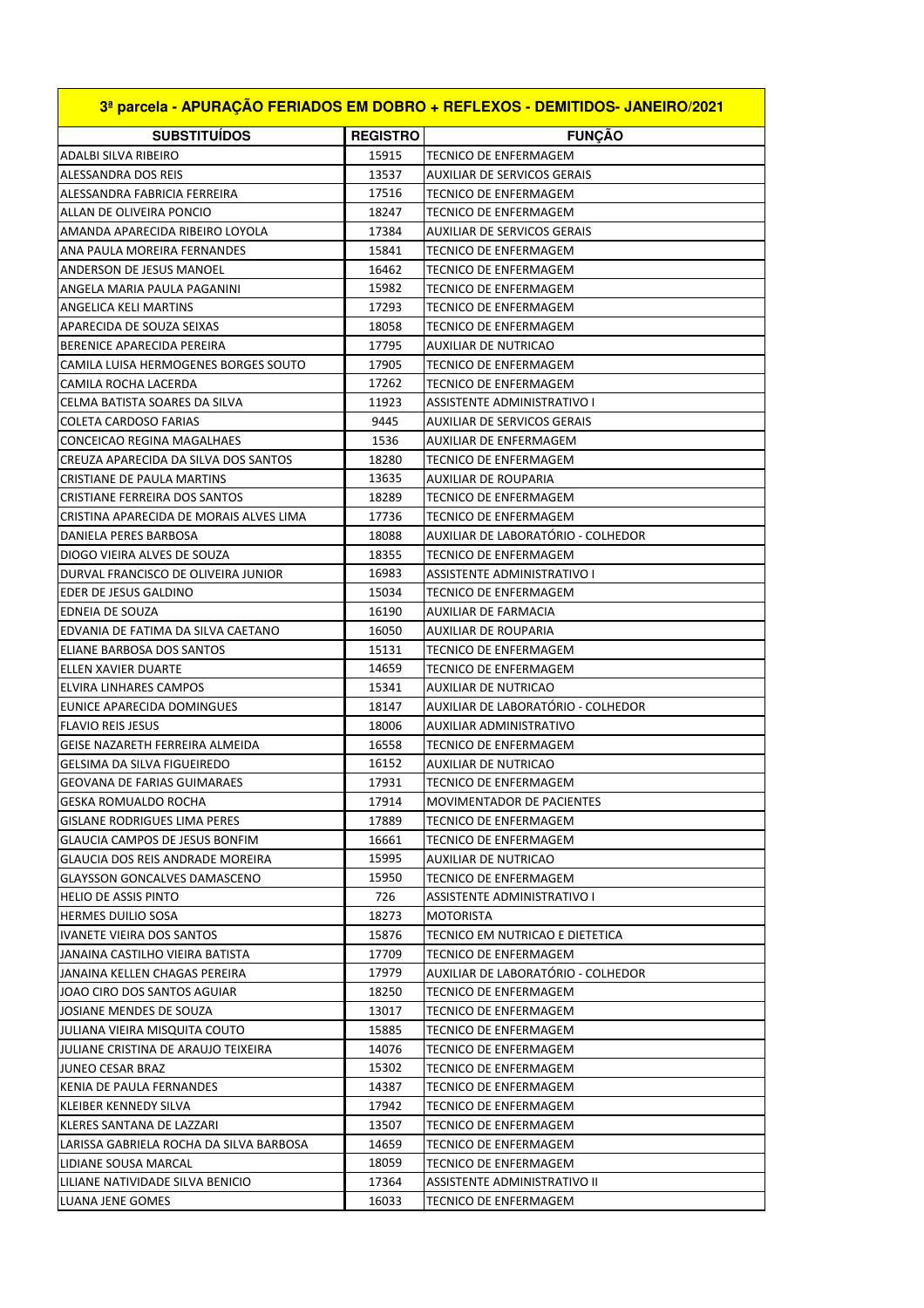| 3ª parcela - APURAÇÃO FERIADOS EM DOBRO + REFLEXOS - DEMITIDOS- JANEIRO/2021 | | |
|---|---|---|
| **SUBSTITUÍDOS** | **REGISTRO** | **FUNÇÃO** |
| ADALBI SILVA RIBEIRO | 15915 | TECNICO DE ENFERMAGEM |
| ALESSANDRA DOS REIS | 13537 | AUXILIAR DE SERVICOS GERAIS |
| ALESSANDRA FABRICIA FERREIRA | 17516 | TECNICO DE ENFERMAGEM |
| ALLAN DE OLIVEIRA PONCIO | 18247 | TECNICO DE ENFERMAGEM |
| AMANDA APARECIDA RIBEIRO LOYOLA | 17384 | AUXILIAR DE SERVICOS GERAIS |
| ANA PAULA MOREIRA FERNANDES | 15841 | TECNICO DE ENFERMAGEM |
| ANDERSON DE JESUS MANOEL | 16462 | TECNICO DE ENFERMAGEM |
| ANGELA MARIA PAULA PAGANINI | 15982 | TECNICO DE ENFERMAGEM |
| ANGELICA KELI MARTINS | 17293 | TECNICO DE ENFERMAGEM |
| APARECIDA DE SOUZA SEIXAS | 18058 | TECNICO DE ENFERMAGEM |
| BERENICE APARECIDA PEREIRA | 17795 | AUXILIAR DE NUTRICAO |
| CAMILA LUISA HERMOGENES BORGES SOUTO | 17905 | TECNICO DE ENFERMAGEM |
| CAMILA ROCHA LACERDA | 17262 | TECNICO DE ENFERMAGEM |
| CELMA BATISTA SOARES DA SILVA | 11923 | ASSISTENTE ADMINISTRATIVO I |
| COLETA CARDOSO FARIAS | 9445 | AUXILIAR DE SERVICOS GERAIS |
| CONCEICAO REGINA MAGALHAES | 1536 | AUXILIAR DE ENFERMAGEM |
| CREUZA APARECIDA DA SILVA DOS SANTOS | 18280 | TECNICO DE ENFERMAGEM |
| CRISTIANE DE PAULA MARTINS | 13635 | AUXILIAR DE ROUPARIA |
| CRISTIANE FERREIRA DOS SANTOS | 18289 | TECNICO DE ENFERMAGEM |
| CRISTINA APARECIDA DE MORAIS ALVES LIMA | 17736 | TECNICO DE ENFERMAGEM |
| DANIELA PERES BARBOSA | 18088 | AUXILIAR DE LABORATÓRIO - COLHEDOR |
| DIOGO VIEIRA ALVES DE SOUZA | 18355 | TECNICO DE ENFERMAGEM |
| DURVAL FRANCISCO DE OLIVEIRA JUNIOR | 16983 | ASSISTENTE ADMINISTRATIVO I |
| EDER DE JESUS GALDINO | 15034 | TECNICO DE ENFERMAGEM |
| EDNEIA DE SOUZA | 16190 | AUXILIAR DE FARMACIA |
| EDVANIA DE FATIMA DA SILVA CAETANO | 16050 | AUXILIAR DE ROUPARIA |
| ELIANE BARBOSA DOS SANTOS | 15131 | TECNICO DE ENFERMAGEM |
| ELLEN XAVIER DUARTE | 14659 | TECNICO DE ENFERMAGEM |
| ELVIRA LINHARES CAMPOS | 15341 | AUXILIAR DE NUTRICAO |
| EUNICE APARECIDA DOMINGUES | 18147 | AUXILIAR DE LABORATÓRIO - COLHEDOR |
| FLAVIO REIS JESUS | 18006 | AUXILIAR ADMINISTRATIVO |
| GEISE NAZARETH FERREIRA ALMEIDA | 16558 | TECNICO DE ENFERMAGEM |
| GELSIMA DA SILVA FIGUEIREDO | 16152 | AUXILIAR DE NUTRICAO |
| GEOVANA DE FARIAS GUIMARAES | 17931 | TECNICO DE ENFERMAGEM |
| GESKA ROMUALDO ROCHA | 17914 | MOVIMENTADOR DE PACIENTES |
| GISLANE RODRIGUES LIMA PERES | 17889 | TECNICO DE ENFERMAGEM |
| GLAUCIA CAMPOS DE JESUS BONFIM | 16661 | TECNICO DE ENFERMAGEM |
| GLAUCIA DOS REIS ANDRADE MOREIRA | 15995 | AUXILIAR DE NUTRICAO |
| GLAYSSON GONCALVES DAMASCENO | 15950 | TECNICO DE ENFERMAGEM |
| HELIO DE ASSIS PINTO | 726 | ASSISTENTE ADMINISTRATIVO I |
| HERMES DUILIO SOSA | 18273 | MOTORISTA |
| IVANETE VIEIRA DOS SANTOS | 15876 | TECNICO EM NUTRICAO E DIETETICA |
| JANAINA CASTILHO VIEIRA BATISTA | 17709 | TECNICO DE ENFERMAGEM |
| JANAINA KELLEN CHAGAS PEREIRA | 17979 | AUXILIAR DE LABORATÓRIO - COLHEDOR |
| JOAO CIRO DOS SANTOS AGUIAR | 18250 | TECNICO DE ENFERMAGEM |
| JOSIANE MENDES DE SOUZA | 13017 | TECNICO DE ENFERMAGEM |
| JULIANA VIEIRA MISQUITA COUTO | 15885 | TECNICO DE ENFERMAGEM |
| JULIANE CRISTINA DE ARAUJO TEIXEIRA | 14076 | TECNICO DE ENFERMAGEM |
| JUNEO CESAR BRAZ | 15302 | TECNICO DE ENFERMAGEM |
| KENIA DE PAULA FERNANDES | 14387 | TECNICO DE ENFERMAGEM |
| KLEIBER KENNEDY SILVA | 17942 | TECNICO DE ENFERMAGEM |
| KLERES SANTANA DE LAZZARI | 13507 | TECNICO DE ENFERMAGEM |
| LARISSA GABRIELA ROCHA DA SILVA BARBOSA | 14659 | TECNICO DE ENFERMAGEM |
| LIDIANE SOUSA MARCAL | 18059 | TECNICO DE ENFERMAGEM |
| LILIANE NATIVIDADE SILVA BENICIO | 17364 | ASSISTENTE ADMINISTRATIVO II |
| LUANA JENE GOMES | 16033 | TECNICO DE ENFERMAGEM |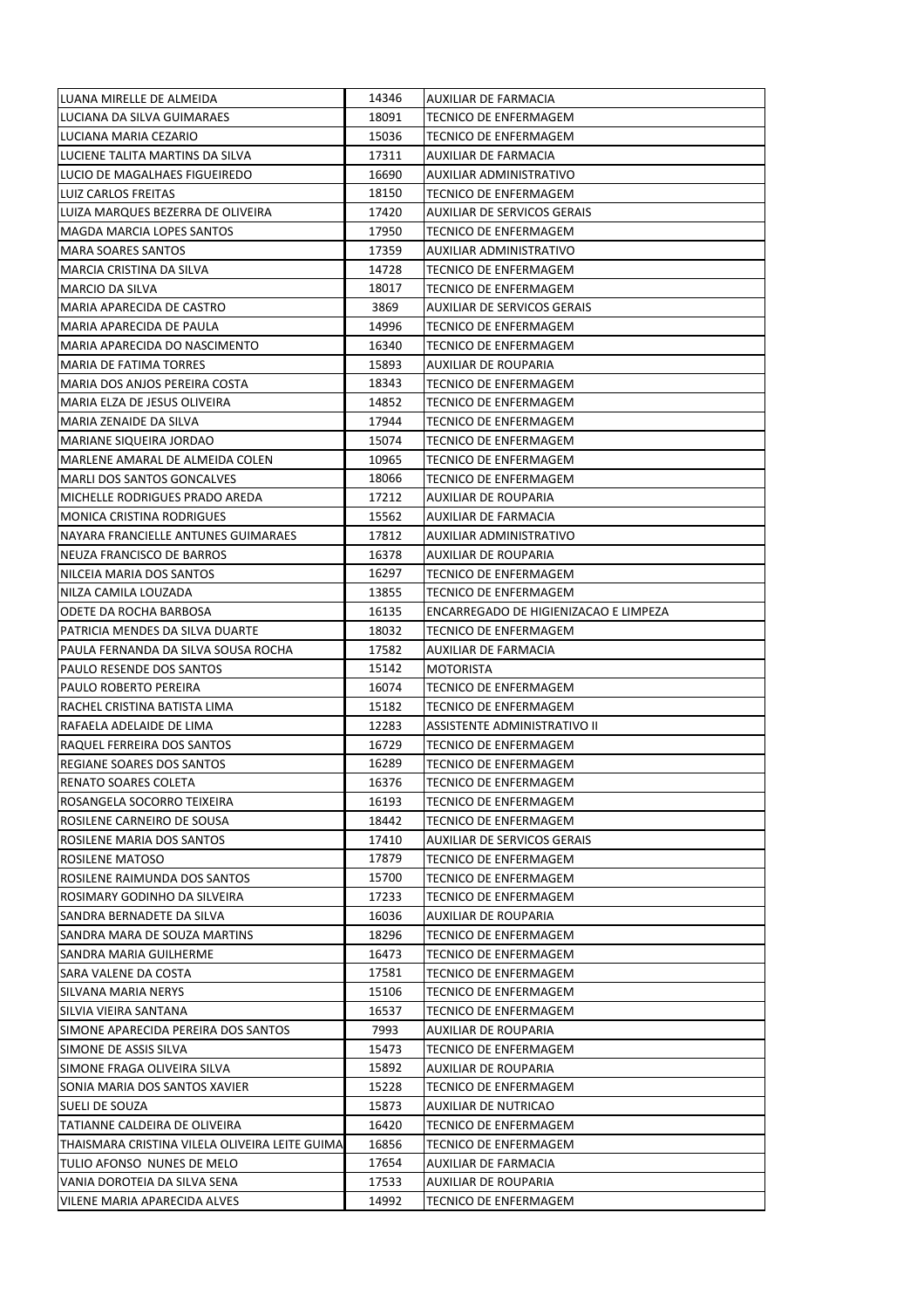| LUANA MIRELLE DE ALMEIDA | 14346 | AUXILIAR DE FARMACIA |
|---|---|---|
| LUCIANA DA SILVA GUIMARAES | 18091 | TECNICO DE ENFERMAGEM |
| LUCIANA MARIA CEZARIO | 15036 | TECNICO DE ENFERMAGEM |
| LUCIENE TALITA MARTINS DA SILVA | 17311 | AUXILIAR DE FARMACIA |
| LUCIO DE MAGALHAES FIGUEIREDO | 16690 | AUXILIAR ADMINISTRATIVO |
| LUIZ CARLOS FREITAS | 18150 | TECNICO DE ENFERMAGEM |
| LUIZA MARQUES BEZERRA DE OLIVEIRA | 17420 | AUXILIAR DE SERVICOS GERAIS |
| MAGDA MARCIA LOPES SANTOS | 17950 | TECNICO DE ENFERMAGEM |
| MARA SOARES SANTOS | 17359 | AUXILIAR ADMINISTRATIVO |
| MARCIA CRISTINA DA SILVA | 14728 | TECNICO DE ENFERMAGEM |
| MARCIO DA SILVA | 18017 | TECNICO DE ENFERMAGEM |
| MARIA APARECIDA DE CASTRO | 3869 | AUXILIAR DE SERVICOS GERAIS |
| MARIA APARECIDA DE PAULA | 14996 | TECNICO DE ENFERMAGEM |
| MARIA APARECIDA DO NASCIMENTO | 16340 | TECNICO DE ENFERMAGEM |
| MARIA DE FATIMA TORRES | 15893 | AUXILIAR DE ROUPARIA |
| MARIA DOS ANJOS PEREIRA COSTA | 18343 | TECNICO DE ENFERMAGEM |
| MARIA ELZA DE JESUS OLIVEIRA | 14852 | TECNICO DE ENFERMAGEM |
| MARIA ZENAIDE DA SILVA | 17944 | TECNICO DE ENFERMAGEM |
| MARIANE SIQUEIRA JORDAO | 15074 | TECNICO DE ENFERMAGEM |
| MARLENE AMARAL DE ALMEIDA COLEN | 10965 | TECNICO DE ENFERMAGEM |
| MARLI DOS SANTOS GONCALVES | 18066 | TECNICO DE ENFERMAGEM |
| MICHELLE RODRIGUES PRADO AREDA | 17212 | AUXILIAR DE ROUPARIA |
| MONICA CRISTINA RODRIGUES | 15562 | AUXILIAR DE FARMACIA |
| NAYARA FRANCIELLE ANTUNES GUIMARAES | 17812 | AUXILIAR ADMINISTRATIVO |
| NEUZA FRANCISCO DE BARROS | 16378 | AUXILIAR DE ROUPARIA |
| NILCEIA MARIA DOS SANTOS | 16297 | TECNICO DE ENFERMAGEM |
| NILZA CAMILA LOUZADA | 13855 | TECNICO DE ENFERMAGEM |
| ODETE DA ROCHA BARBOSA | 16135 | ENCARREGADO DE HIGIENIZACAO E LIMPEZA |
| PATRICIA MENDES DA SILVA DUARTE | 18032 | TECNICO DE ENFERMAGEM |
| PAULA FERNANDA DA SILVA SOUSA ROCHA | 17582 | AUXILIAR DE FARMACIA |
| PAULO RESENDE DOS SANTOS | 15142 | MOTORISTA |
| PAULO ROBERTO PEREIRA | 16074 | TECNICO DE ENFERMAGEM |
| RACHEL CRISTINA BATISTA LIMA | 15182 | TECNICO DE ENFERMAGEM |
| RAFAELA ADELAIDE DE LIMA | 12283 | ASSISTENTE ADMINISTRATIVO II |
| RAQUEL FERREIRA DOS SANTOS | 16729 | TECNICO DE ENFERMAGEM |
| REGIANE SOARES DOS SANTOS | 16289 | TECNICO DE ENFERMAGEM |
| RENATO SOARES COLETA | 16376 | TECNICO DE ENFERMAGEM |
| ROSANGELA SOCORRO TEIXEIRA | 16193 | TECNICO DE ENFERMAGEM |
| ROSILENE CARNEIRO DE SOUSA | 18442 | TECNICO DE ENFERMAGEM |
| ROSILENE MARIA DOS SANTOS | 17410 | AUXILIAR DE SERVICOS GERAIS |
| ROSILENE MATOSO | 17879 | TECNICO DE ENFERMAGEM |
| ROSILENE RAIMUNDA DOS SANTOS | 15700 | TECNICO DE ENFERMAGEM |
| ROSIMARY GODINHO DA SILVEIRA | 17233 | TECNICO DE ENFERMAGEM |
| SANDRA BERNADETE DA SILVA | 16036 | AUXILIAR DE ROUPARIA |
| SANDRA MARA DE SOUZA MARTINS | 18296 | TECNICO DE ENFERMAGEM |
| SANDRA MARIA GUILHERME | 16473 | TECNICO DE ENFERMAGEM |
| SARA VALENE DA COSTA | 17581 | TECNICO DE ENFERMAGEM |
| SILVANA MARIA NERYS | 15106 | TECNICO DE ENFERMAGEM |
| SILVIA VIEIRA SANTANA | 16537 | TECNICO DE ENFERMAGEM |
| SIMONE APARECIDA PEREIRA DOS SANTOS | 7993 | AUXILIAR DE ROUPARIA |
| SIMONE DE ASSIS SILVA | 15473 | TECNICO DE ENFERMAGEM |
| SIMONE FRAGA OLIVEIRA SILVA | 15892 | AUXILIAR DE ROUPARIA |
| SONIA MARIA DOS SANTOS XAVIER | 15228 | TECNICO DE ENFERMAGEM |
| SUELI DE SOUZA | 15873 | AUXILIAR DE NUTRICAO |
| TATIANNE CALDEIRA DE OLIVEIRA | 16420 | TECNICO DE ENFERMAGEM |
| THAISMARA CRISTINA VILELA OLIVEIRA LEITE GUIMA | 16856 | TECNICO DE ENFERMAGEM |
| TULIO AFONSO NUNES DE MELO | 17654 | AUXILIAR DE FARMACIA |
| VANIA DOROTEIA DA SILVA SENA | 17533 | AUXILIAR DE ROUPARIA |
| VILENE MARIA APARECIDA ALVES | 14992 | TECNICO DE ENFERMAGEM |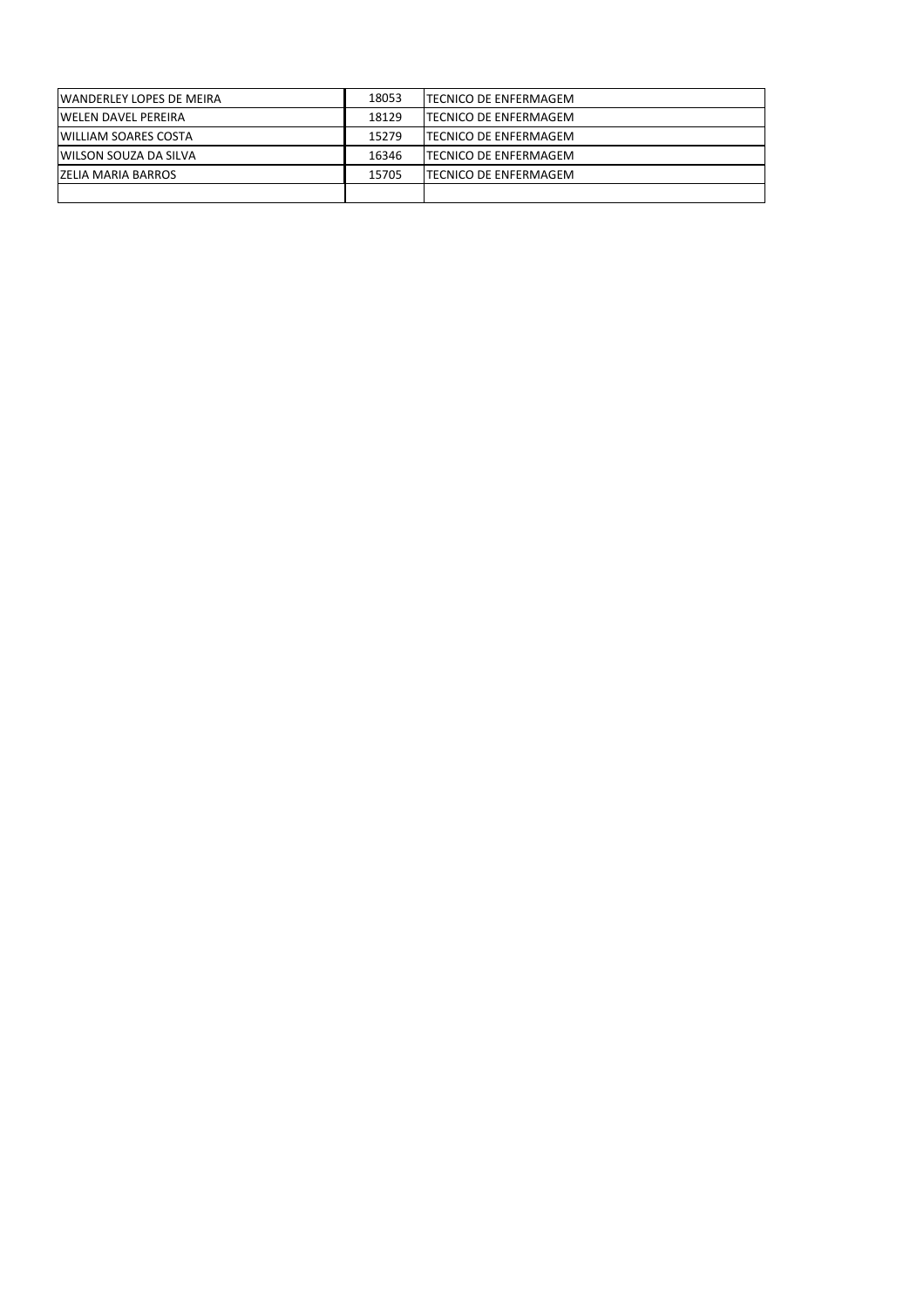| | | |
|---|---|---|
| WANDERLEY LOPES DE MEIRA | 18053 | TECNICO DE ENFERMAGEM |
| WELEN DAVEL PEREIRA | 18129 | TECNICO DE ENFERMAGEM |
| WILLIAM SOARES COSTA | 15279 | TECNICO DE ENFERMAGEM |
| WILSON SOUZA DA SILVA | 16346 | TECNICO DE ENFERMAGEM |
| ZELIA MARIA BARROS | 15705 | TECNICO DE ENFERMAGEM |
| | | |